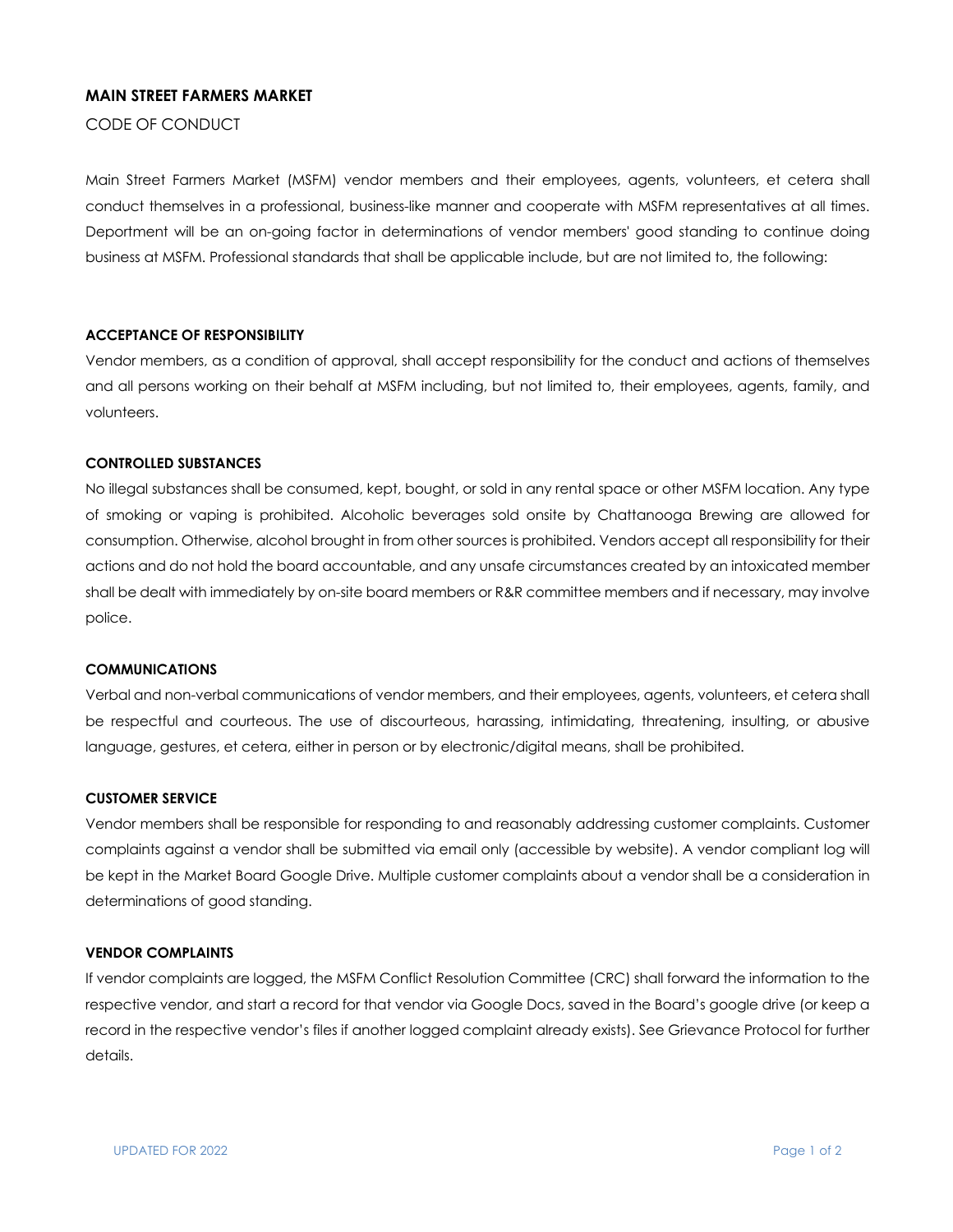**MAIN STREET FARMERS MARKET**

CODE OF CONDUCT

Main Street Farmers Market (MSFM) vendor members and their employees, agents, volunteers, et cetera shall conduct themselves in a professional, business-like manner and cooperate with MSFM representatives at all times. Deportment will be an on-going factor in determinations of vendor members' good standing to continue doing business at MSFM. Professional standards that shall be applicable include, but are not limited to, the following:

**ACCEPTANCE OF RESPONSIBILITY**

Vendor members, as a condition of approval, shall accept responsibility for the conduct and actions of themselves and all persons working on their behalf at MSFM including, but not limited to, their employees, agents, family, and volunteers.

**CONTROLLED SUBSTANCES**

No illegal substances shall be consumed, kept, bought, or sold in any rental space or other MSFM location. Any type of smoking or vaping is prohibited. Alcoholic beverages sold onsite by Chattanooga Brewing are allowed for consumption. Otherwise, alcohol brought in from other sources is prohibited. Vendors accept all responsibility for their actions and do not hold the board accountable, and any unsafe circumstances created by an intoxicated member shall be dealt with immediately by on-site board members or R&R committee members and if necessary, may involve police.

**COMMUNICATIONS**

Verbal and non-verbal communications of vendor members, and their employees, agents, volunteers, et cetera shall be respectful and courteous. The use of discourteous, harassing, intimidating, threatening, insulting, or abusive language, gestures, et cetera, either in person or by electronic/digital means, shall be prohibited.

**CUSTOMER SERVICE**

Vendor members shall be responsible for responding to and reasonably addressing customer complaints. Customer complaints against a vendor shall be submitted via email only (accessible by website). A vendor compliant log will be kept in the Market Board Google Drive. Multiple customer complaints about a vendor shall be a consideration in determinations of good standing.

**VENDOR COMPLAINTS**

If vendor complaints are logged, the MSFM Conflict Resolution Committee (CRC) shall forward the information to the respective vendor, and start a record for that vendor via Google Docs, saved in the Board's google drive (or keep a record in the respective vendor's files if another logged complaint already exists). See Grievance Protocol for further details.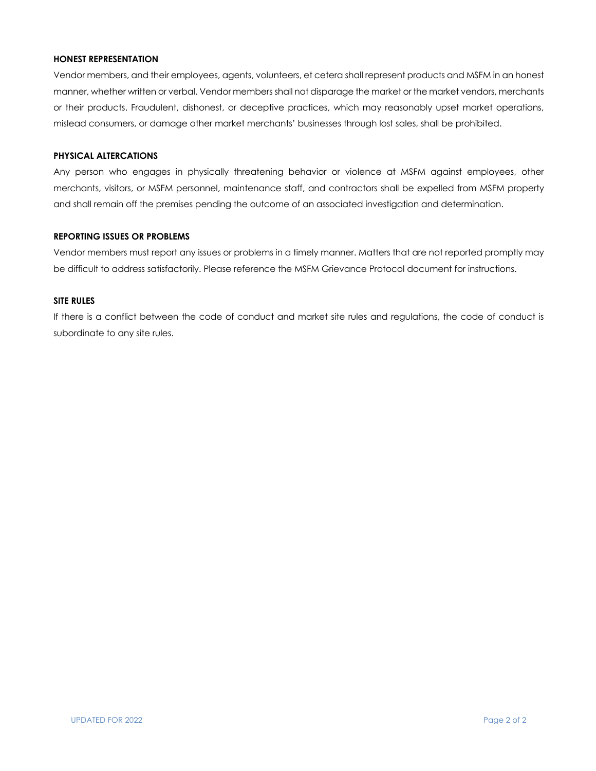### HONEST REPRESENTATION

Vendor members, and their employees, agents, volunteers, et cetera shall represent products and MSFM in an honest manner, whether written or verbal. Vendor members shall not disparage the market or the market vendors, merchants or their products. Fraudulent, dishonest, or deceptive practices, which may reasonably upset market operations, mislead consumers, or damage other market merchants' businesses through lost sales, shall be prohibited.

### PHYSICAL ALTERCATIONS

Any person who engages in physically threatening behavior or violence at MSFM against employees, other merchants, visitors, or MSFM personnel, maintenance staff, and contractors shall be expelled from MSFM property and shall remain off the premises pending the outcome of an associated investigation and determination.

### REPORTING ISSUES OR PROBLEMS

Vendor members must report any issues or problems in a timely manner. Matters that are not reported promptly may be difficult to address satisfactorily. Please reference the MSFM Grievance Protocol document for instructions.

### SITE RULES

If there is a conflict between the code of conduct and market site rules and regulations, the code of conduct is subordinate to any site rules.